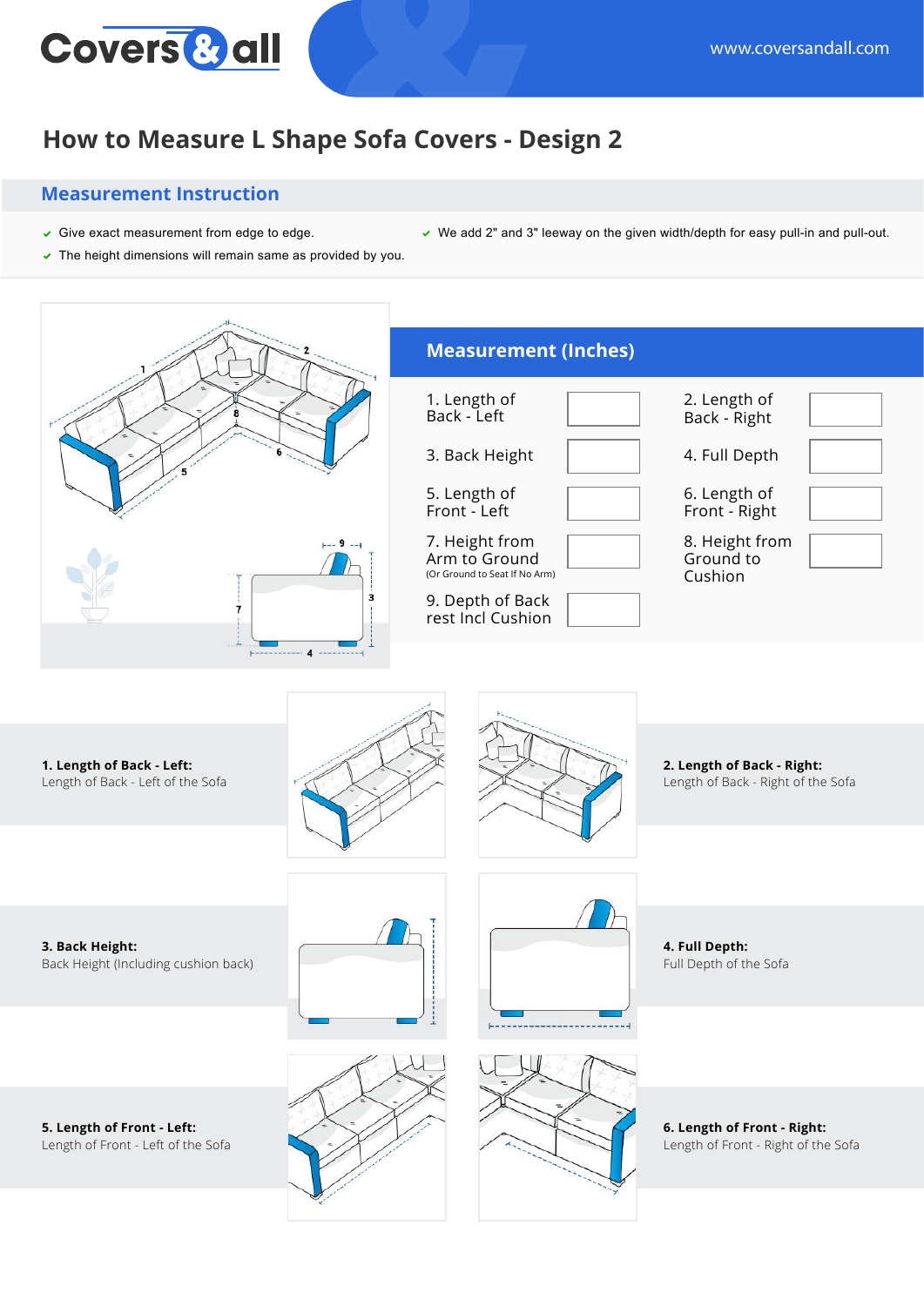Covers & all

www.coversandall.com

# How to Measure L Shape Sofa Covers - Design 2

## Measurement Instruction

- Give exact measurement from edge to edge.
- The height dimensions will remain same as provided by you.
- We add 2" and 3" leeway on the given width/depth for easy pull-in and pull-out.

## Measurement (Inches)

| | | | |
|---|---|---|---|
| 1. Length of Back - Left | | 2. Length of Back - Right | |
| 3. Back Height | | 4. Full Depth | |
| 5. Length of Front - Left | | 6. Length of Front - Right | |
| 7. Height from Arm to Ground (Or Ground to Seat If No Arm) | | 8. Height from Ground to Cushion | |
| 9. Depth of Back rest Incl Cushion | | | |

**1. Length of Back - Left:**
Length of Back - Left of the Sofa

**2. Length of Back - Right:**
Length of Back - Right of the Sofa

**3. Back Height:**
Back Height (Including cushion back)

**4. Full Depth:**
Full Depth of the Sofa

**5. Length of Front - Left:**
Length of Front - Left of the Sofa

**6. Length of Front - Right:**
Length of Front - Right of the Sofa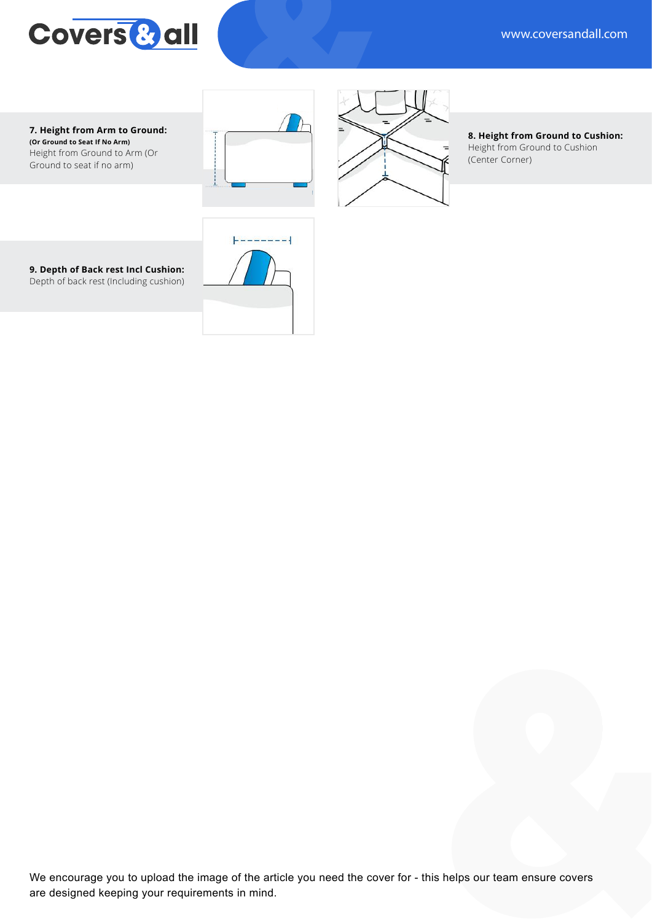**7. Height from Arm to Ground:**
**(Or Ground to Seat If No Arm)**
Height from Ground to Arm (Or Ground to seat if no arm)

**8. Height from Ground to Cushion:**
Height from Ground to Cushion (Center Corner)

**9. Depth of Back rest Incl Cushion:**
Depth of back rest (Including cushion)

We encourage you to upload the image of the article you need the cover for - this helps our team ensure covers are designed keeping your requirements in mind.